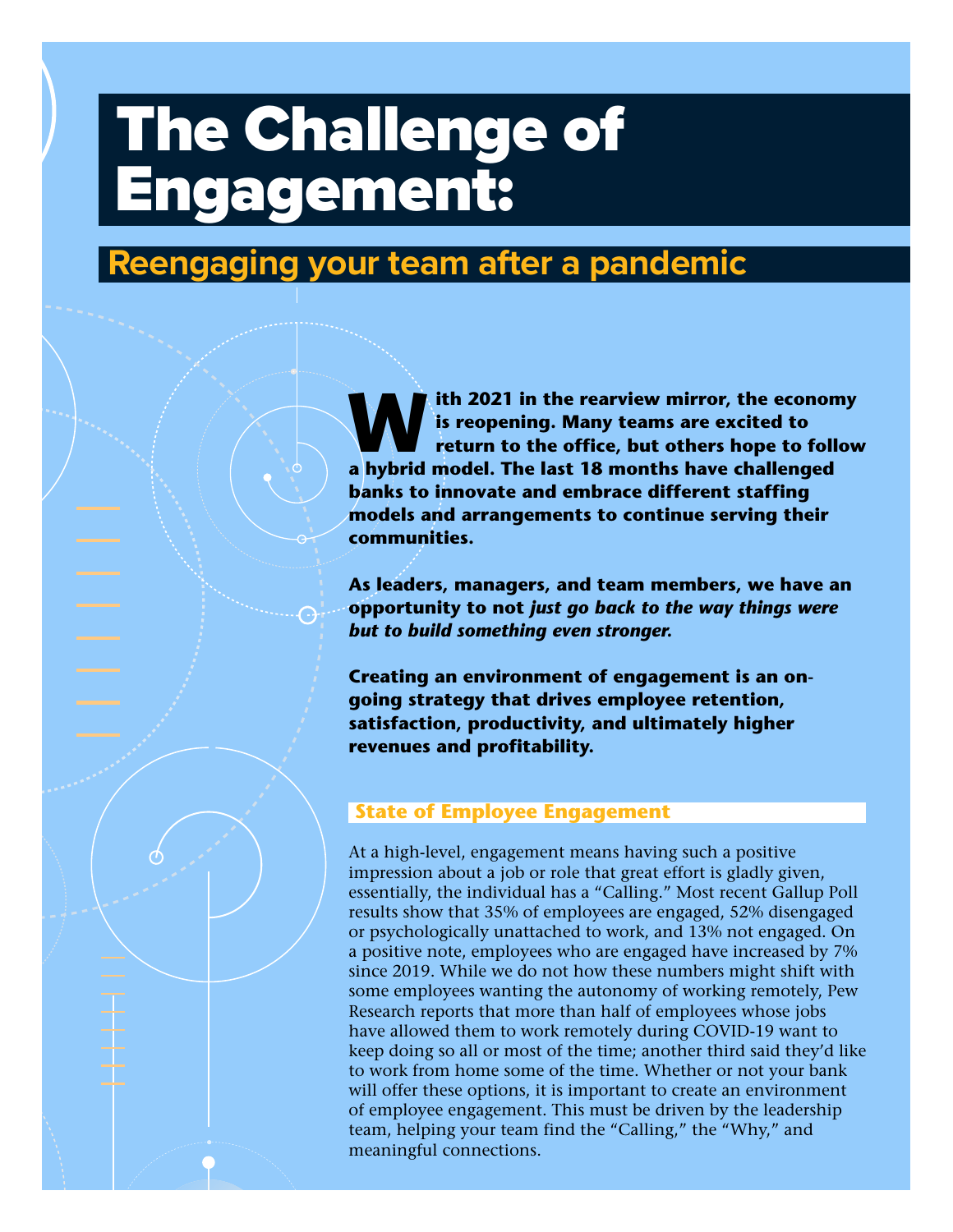# The Challenge of Engagement:

## Reengaging your team after a pandemic

**With 2021 in the rearview mirror, the economy is reopening. Many teams are excited to return to the office, but others hope to follow a hybrid model. The last 18 months have challenged banks to innovate and embrace different staffing models and arrangements to continue serving their communities.**

**As leaders, managers, and team members, we have an opportunity to not *just go back to the way things were but to build something even stronger.***

**Creating an environment of engagement is an on-going strategy that drives employee retention, satisfaction, productivity, and ultimately higher revenues and profitability.**

### State of Employee Engagement

At a high-level, engagement means having such a positive impression about a job or role that great effort is gladly given, essentially, the individual has a "Calling." Most recent Gallup Poll results show that 35% of employees are engaged, 52% disengaged or psychologically unattached to work, and 13% not engaged. On a positive note, employees who are engaged have increased by 7% since 2019. While we do not how these numbers might shift with some employees wanting the autonomy of working remotely, Pew Research reports that more than half of employees whose jobs have allowed them to work remotely during COVID-19 want to keep doing so all or most of the time; another third said they'd like to work from home some of the time. Whether or not your bank will offer these options, it is important to create an environment of employee engagement. This must be driven by the leadership team, helping your team find the "Calling," the "Why," and meaningful connections.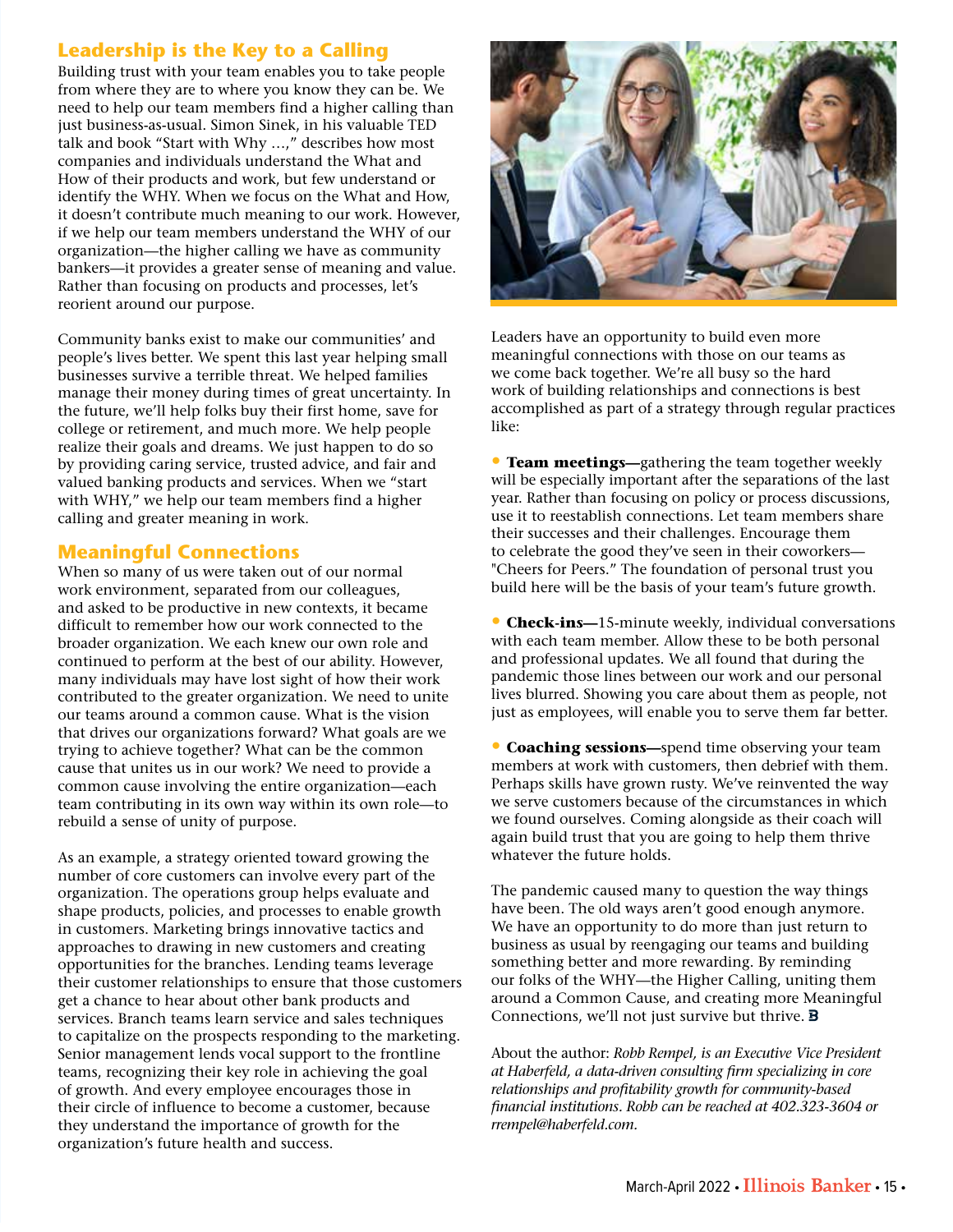## Leadership is the Key to a Calling

Building trust with your team enables you to take people from where they are to where you know they can be. We need to help our team members find a higher calling than just business-as-usual. Simon Sinek, in his valuable TED talk and book "Start with Why …," describes how most companies and individuals understand the What and How of their products and work, but few understand or identify the WHY. When we focus on the What and How, it doesn't contribute much meaning to our work. However, if we help our team members understand the WHY of our organization—the higher calling we have as community bankers—it provides a greater sense of meaning and value. Rather than focusing on products and processes, let's reorient around our purpose.

Community banks exist to make our communities' and people's lives better. We spent this last year helping small businesses survive a terrible threat. We helped families manage their money during times of great uncertainty. In the future, we'll help folks buy their first home, save for college or retirement, and much more. We help people realize their goals and dreams. We just happen to do so by providing caring service, trusted advice, and fair and valued banking products and services. When we "start with WHY," we help our team members find a higher calling and greater meaning in work.

## Meaningful Connections

When so many of us were taken out of our normal work environment, separated from our colleagues, and asked to be productive in new contexts, it became difficult to remember how our work connected to the broader organization. We each knew our own role and continued to perform at the best of our ability. However, many individuals may have lost sight of how their work contributed to the greater organization. We need to unite our teams around a common cause. What is the vision that drives our organizations forward? What goals are we trying to achieve together? What can be the common cause that unites us in our work? We need to provide a common cause involving the entire organization—each team contributing in its own way within its own role—to rebuild a sense of unity of purpose.

As an example, a strategy oriented toward growing the number of core customers can involve every part of the organization. The operations group helps evaluate and shape products, policies, and processes to enable growth in customers. Marketing brings innovative tactics and approaches to drawing in new customers and creating opportunities for the branches. Lending teams leverage their customer relationships to ensure that those customers get a chance to hear about other bank products and services. Branch teams learn service and sales techniques to capitalize on the prospects responding to the marketing. Senior management lends vocal support to the frontline teams, recognizing their key role in achieving the goal of growth. And every employee encourages those in their circle of influence to become a customer, because they understand the importance of growth for the organization's future health and success.

Leaders have an opportunity to build even more meaningful connections with those on our teams as we come back together. We're all busy so the hard work of building relationships and connections is best accomplished as part of a strategy through regular practices like:

- **Team meetings—**gathering the team together weekly will be especially important after the separations of the last year. Rather than focusing on policy or process discussions, use it to reestablish connections. Let team members share their successes and their challenges. Encourage them to celebrate the good they've seen in their coworkers—"Cheers for Peers." The foundation of personal trust you build here will be the basis of your team's future growth.

- **Check-ins—**15-minute weekly, individual conversations with each team member. Allow these to be both personal and professional updates. We all found that during the pandemic those lines between our work and our personal lives blurred. Showing you care about them as people, not just as employees, will enable you to serve them far better.

- **Coaching sessions—**spend time observing your team members at work with customers, then debrief with them. Perhaps skills have grown rusty. We've reinvented the way we serve customers because of the circumstances in which we found ourselves. Coming alongside as their coach will again build trust that you are going to help them thrive whatever the future holds.

The pandemic caused many to question the way things have been. The old ways aren't good enough anymore. We have an opportunity to do more than just return to business as usual by reengaging our teams and building something better and more rewarding. By reminding our folks of the WHY—the Higher Calling, uniting them around a Common Cause, and creating more Meaningful Connections, we'll not just survive but thrive.

About the author: *Robb Rempel, is an Executive Vice President at Haberfeld, a data-driven consulting firm specializing in core relationships and profitability growth for community-based financial institutions. Robb can be reached at 402.323-3604 or rrempel@haberfeld.com.*